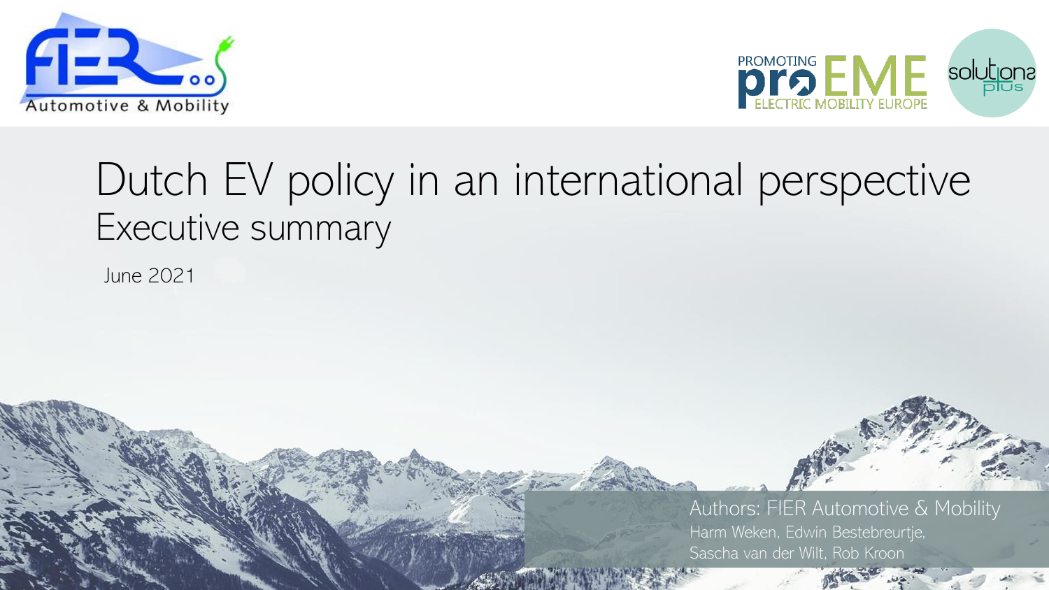# Dutch EV policy in an international perspective

## Executive summary

June 2021

Authors: FIER Automotive & Mobility

Harm Weken, Edwin Bestebreurtje, Sascha van der Wilt, Rob Kroon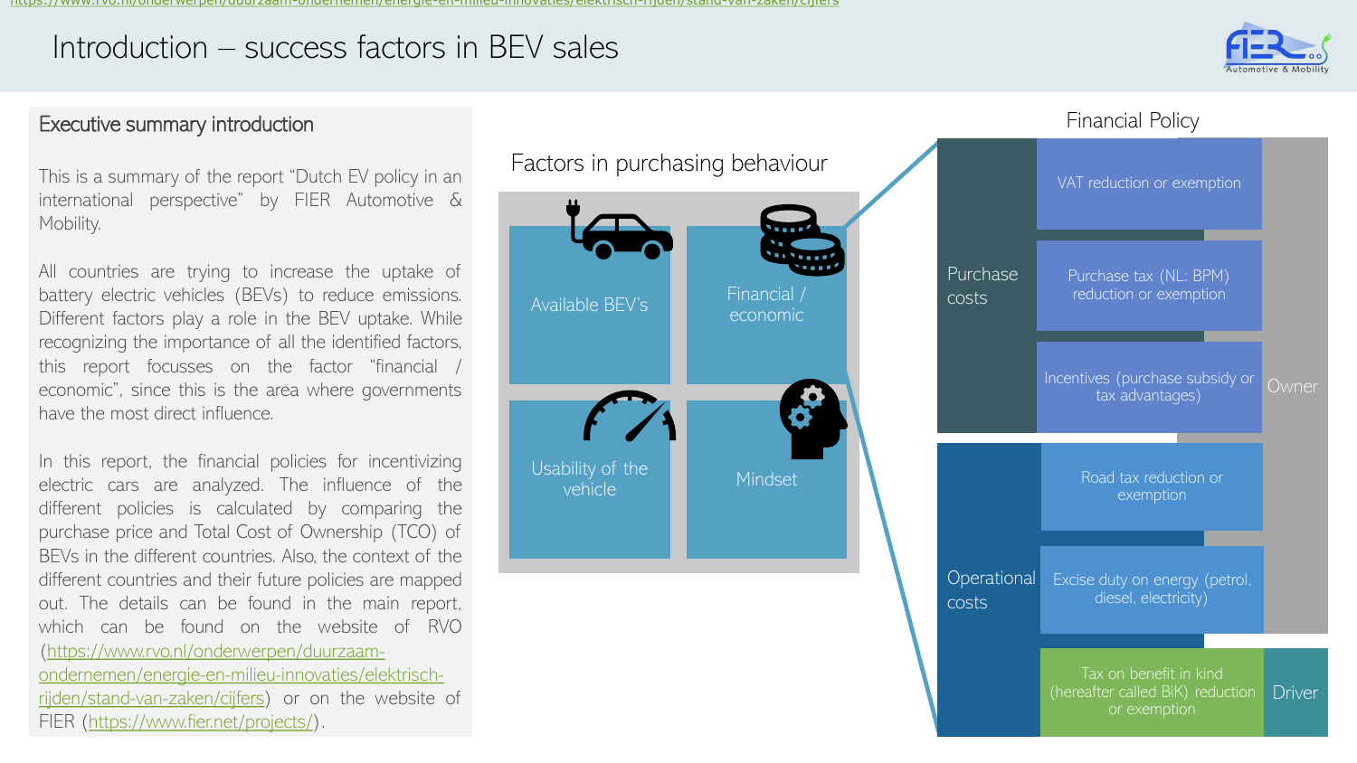# Introduction – success factors in BEV sales

## Executive summary introduction

This is a summary of the report "Dutch EV policy in an international perspective" by FIER Automotive & Mobility.

All countries are trying to increase the uptake of battery electric vehicles (BEVs) to reduce emissions. Different factors play a role in the BEV uptake. While recognizing the importance of all the identified factors, this report focusses on the factor "financial / economic", since this is the area where governments have the most direct influence.

In this report, the financial policies for incentivizing electric cars are analyzed. The influence of the different policies is calculated by comparing the purchase price and Total Cost of Ownership (TCO) of BEVs in the different countries. Also, the context of the different countries and their future policies are mapped out. The details can be found in the main report, which can be found on the website of RVO (https://www.rvo.nl/onderwerpen/duurzaam-ondernemen/energie-en-milieu-innovaties/elektrisch-rijden/stand-van-zaken/cijfers) or on the website of FIER (https://www.fier.net/projects/).

### Factors in purchasing behaviour

- Available BEV's
- Financial / economic
- Usability of the vehicle
- Mindset

### Financial Policy

| Cost category | Policy | Applies to |
| --- | --- | --- |
| Purchase costs | VAT reduction or exemption | Owner |
| | Purchase tax (NL: BPM) reduction or exemption | Owner |
| | Incentives (purchase subsidy or tax advantages) | Owner |
| Operational costs | Road tax reduction or exemption | Owner |
| | Excise duty on energy (petrol, diesel, electricity) | Owner |
| | Tax on benefit in kind (hereafter called BiK) reduction or exemption | Driver |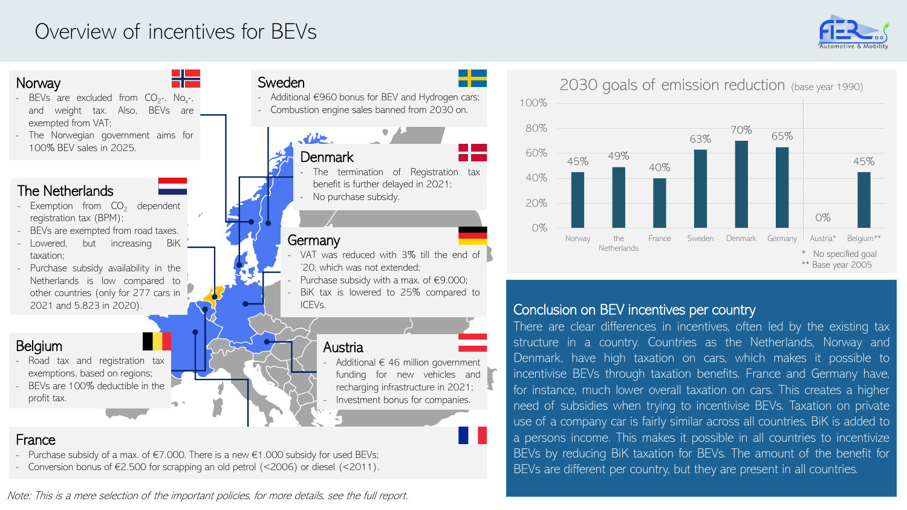# Overview of incentives for BEVs

## Norway

- BEVs are excluded from $CO_2$-, $No_x$-, and weight tax. Also, BEVs are exempted from VAT;
- The Norwegian government aims for 100% BEV sales in 2025.

## Sweden

- Additional €960 bonus for BEV and Hydrogen cars;
- Combustion engine sales banned from 2030 on.

## Denmark

- The termination of Registration tax benefit is further delayed in 2021;
- No purchase subsidy.

## The Netherlands

- Exemption from $CO_2$ dependent registration tax (BPM);
- BEVs are exempted from road taxes.
- Lowered, but increasing BiK taxation;
- Purchase subsidy availability in the Netherlands is low compared to other countries (only for 277 cars in 2021 and 5.823 in 2020).

## Germany

- VAT was reduced with 3% till the end of '20, which was not extended;
- Purchase subsidy with a max. of €9.000;
- BiK tax is lowered to 25% compared to ICEVs.

## Belgium

- Road tax and registration tax exemptions, based on regions;
- BEVs are 100% deductible in the profit tax.

## Austria

- Additional € 46 million government funding for new vehicles and recharging infrastructure in 2021;
- Investment bonus for companies.

## France

- Purchase subsidy of a max. of €7.000. There is a new €1.000 subsidy for used BEVs;
- Conversion bonus of €2.500 for scrapping an old petrol (<2006) or diesel (<2011).

*Note: This is a mere selection of the important policies, for more details, see the full report.*

## 2030 goals of emission reduction (base year 1990)

| Country | Goal |
| --- | --- |
| Norway | 45% |
| the Netherlands | 49% |
| France | 40% |
| Sweden | 63% |
| Denmark | 70% |
| Germany | 65% |
| Austria* | 0% |
| Belgium** | 45% |

\* No specified goal
\** Base year 2005

## Conclusion on BEV incentives per country

There are clear differences in incentives, often led by the existing tax structure in a country. Countries as the Netherlands, Norway and Denmark, have high taxation on cars, which makes it possible to incentivise BEVs through taxation benefits. France and Germany have, for instance, much lower overall taxation on cars. This creates a higher need of subsidies when trying to incentivise BEVs. Taxation on private use of a company car is fairly similar across all countries, BiK is added to a persons income. This makes it possible in all countries to incentivize BEVs by reducing BiK taxation for BEVs. The amount of the benefit for BEVs are different per country, but they are present in all countries.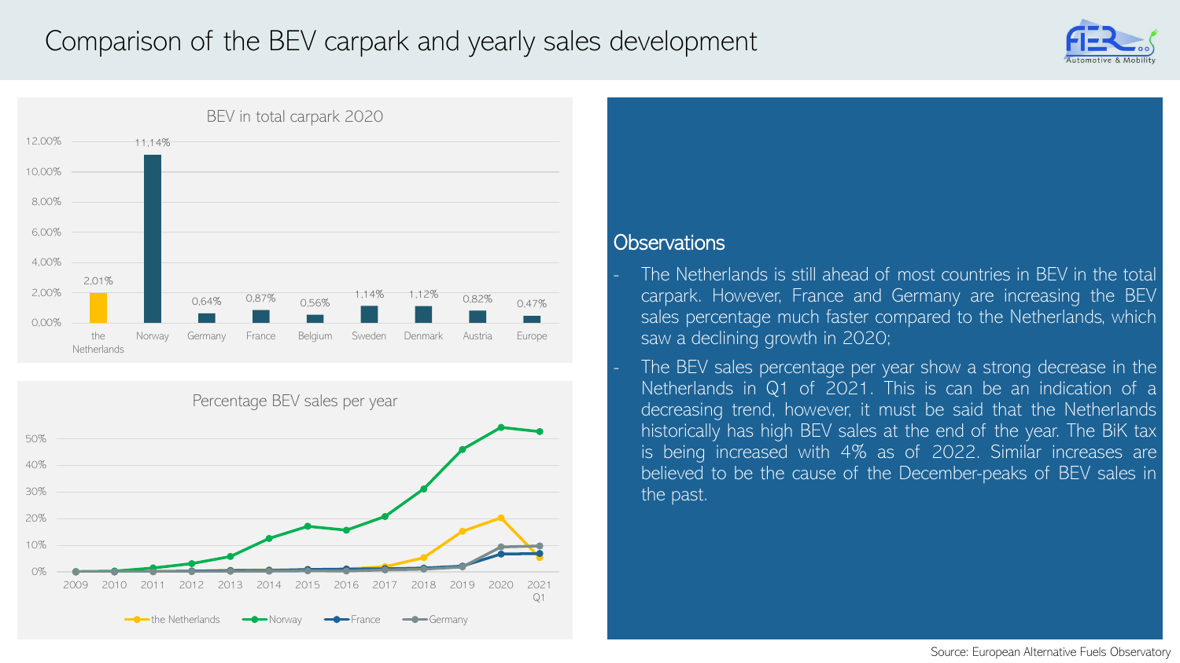# Comparison of the BEV carpark and yearly sales development

**BEV in total carpark 2020**

| Country | BEV in total carpark 2020 |
| --- | --- |
| the Netherlands | 2,01% |
| Norway | 11,14% |
| Germany | 0,64% |
| France | 0,87% |
| Belgium | 0,56% |
| Sweden | 1,14% |
| Denmark | 1,12% |
| Austria | 0,82% |
| Europe | 0,47% |

**Percentage BEV sales per year**

Legend: the Netherlands, Norway, France, Germany (2009 – 2021 Q1)

## Observations

- The Netherlands is still ahead of most countries in BEV in the total carpark. However, France and Germany are increasing the BEV sales percentage much faster compared to the Netherlands, which saw a declining growth in 2020;
- The BEV sales percentage per year show a strong decrease in the Netherlands in Q1 of 2021. This is can be an indication of a decreasing trend, however, it must be said that the Netherlands historically has high BEV sales at the end of the year. The BiK tax is being increased with 4% as of 2022. Similar increases are believed to be the cause of the December-peaks of BEV sales in the past.

Source: European Alternative Fuels Observatory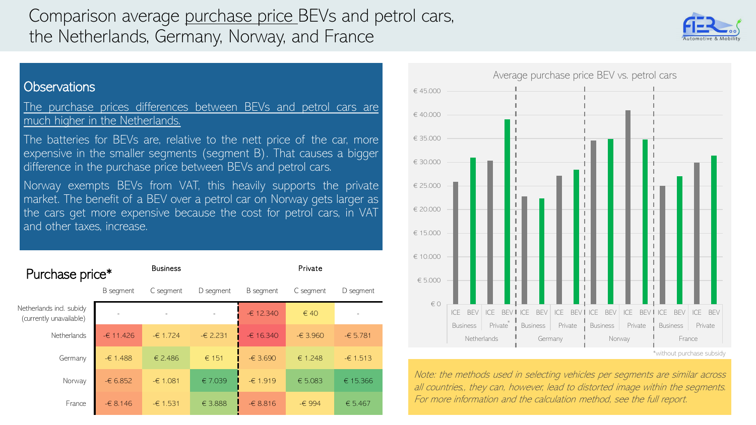# Comparison average purchase price BEVs and petrol cars, the Netherlands, Germany, Norway, and France

## Observations

The purchase prices differences between BEVs and petrol cars are much higher in the Netherlands.

The batteries for BEVs are, relative to the nett price of the car, more expensive in the smaller segments (segment B). That causes a bigger difference in the purchase price between BEVs and petrol cars.

Norway exempts BEVs from VAT, this heavily supports the private market. The benefit of a BEV over a petrol car on Norway gets larger as the cars get more expensive because the cost for petrol cars, in VAT and other taxes, increase.

## Purchase price*

| | Business | | | Private | | |
|---|---|---|---|---|---|---|
| | B segment | C segment | D segment | B segment | C segment | D segment |
| Netherlands incl. subidy (currently unavailable) | - | - | - | -€ 12.340 | € 40 | - |
| Netherlands | -€ 11.426 | -€ 1.724 | -€ 2.231 | -€ 16.340 | -€ 3.960 | -€ 5.781 |
| Germany | -€ 1.488 | € 2.486 | € 151 | -€ 3.690 | € 1.248 | -€ 1.513 |
| Norway | -€ 6.852 | -€ 1.081 | € 7.039 | -€ 1.919 | € 5.083 | € 15.366 |
| France | -€ 8.146 | -€ 1.531 | € 3.888 | -€ 8.816 | -€ 994 | € 5.467 |

### Average purchase price BEV vs. petrol cars

| Country | Market | ICE | BEV |
|---|---|---|---|
| Netherlands | Business | ~€ 26.000 | ~€ 31.000 |
| Netherlands | Private* | ~€ 30.500 | ~€ 39.000 |
| Germany | Business | ~€ 23.000 | ~€ 22.500 |
| Germany | Private | ~€ 27.000 | ~€ 28.500 |
| Norway | Business | ~€ 34.500 | ~€ 35.000 |
| Norway | Private | ~€ 41.000 | ~€ 35.000 |
| France | Business | ~€ 25.000 | ~€ 27.000 |
| France | Private | ~€ 30.000 | ~€ 31.500 |

*without purchase subsidy

*Note: the methods used in selecting vehicles per segments are similar across all countries,, they can, however, lead to distorted image within the segments. For more information and the calculation method, see the full report.*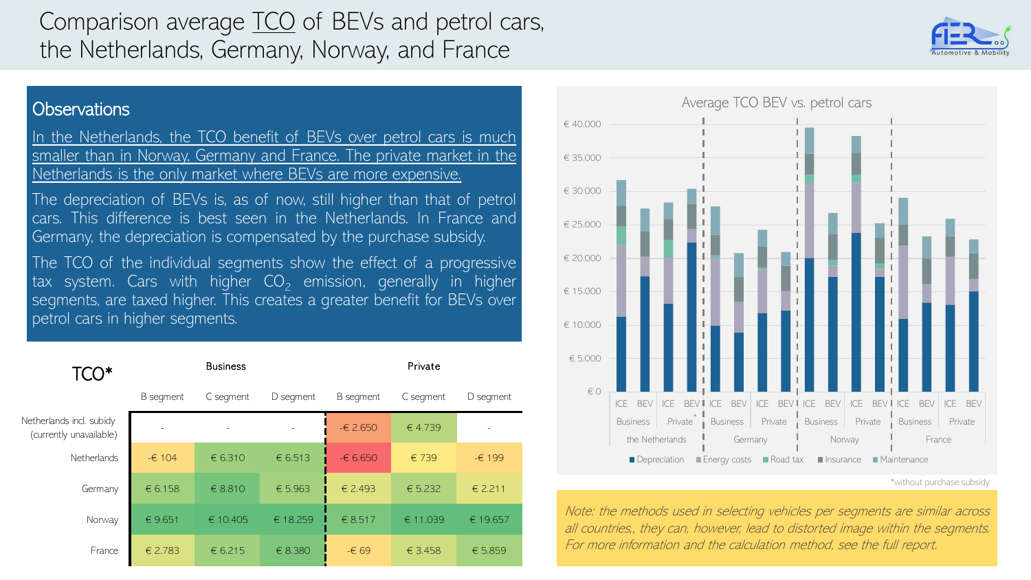# Comparison average TCO of BEVs and petrol cars, the Netherlands, Germany, Norway, and France

## Observations

In the Netherlands, the TCO benefit of BEVs over petrol cars is much smaller than in Norway, Germany and France. The private market in the Netherlands is the only market where BEVs are more expensive.

The depreciation of BEVs is, as of now, still higher than that of petrol cars. This difference is best seen in the Netherlands. In France and Germany, the depreciation is compensated by the purchase subsidy.

The TCO of the individual segments show the effect of a progressive tax system. Cars with higher $CO_2$ emission, generally in higher segments, are taxed higher. This creates a greater benefit for BEVs over petrol cars in higher segments.

| TCO* | Business | | | Private | | |
|---|---|---|---|---|---|---|
| | B segment | C segment | D segment | B segment | C segment | D segment |
| Netherlands incl. subidy (currently unavailable) | - | - | - | -€ 2.650 | € 4.739 | - |
| Netherlands | -€ 104 | € 6.310 | € 6.513 | -€ 6.650 | € 739 | -€ 199 |
| Germany | € 6.158 | € 8.810 | € 5.963 | € 2.493 | € 5.232 | € 2.211 |
| Norway | € 9.651 | € 10.405 | € 18.259 | € 8.517 | € 11.039 | € 19.657 |
| France | € 2.783 | € 6.215 | € 8.380 | -€ 69 | € 3.458 | € 5.859 |

Average TCO BEV vs. petrol cars

*without purchase subsidy

*Note: the methods used in selecting vehicles per segments are similar across all countries,, they can, however, lead to distorted image within the segments. For more information and the calculation method, see the full report.*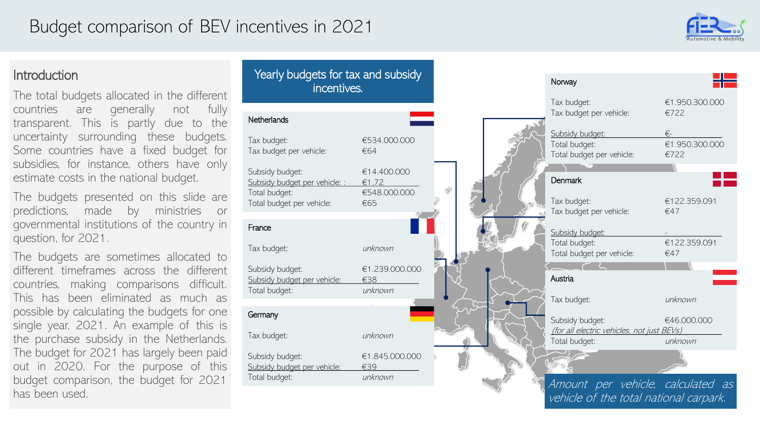# Budget comparison of BEV incentives in 2021

## Introduction

The total budgets allocated in the different countries are generally not fully transparent. This is partly due to the uncertainty surrounding these budgets. Some countries have a fixed budget for subsidies, for instance, others have only estimate costs in the national budget.

The budgets presented on this slide are predictions, made by ministries or governmental institutions of the country in question, for 2021.

The budgets are sometimes allocated to different timeframes across the different countries, making comparisons difficult. This has been eliminated as much as possible by calculating the budgets for one single year, 2021. An example of this is the purchase subsidy in the Netherlands. The budget for 2021 has largely been paid out in 2020. For the purpose of this budget comparison, the budget for 2021 has been used.

## Yearly budgets for tax and subsidy incentives.

### Netherlands

| | |
|---|---|
| Tax budget: | €534.000.000 |
| Tax budget per vehicle: | €64 |
| Subsidy budget: | €14.400.000 |
| Subsidy budget per vehicle: : | €1,72 |
| Total budget: | €548.000.000 |
| Total budget per vehicle: | €65 |

### France

| | |
|---|---|
| Tax budget: | *unknown* |
| Subsidy budget: | €1.239.000.000 |
| Subsidy budget per vehicle: | €38 |
| Total budget: | *unknown* |

### Germany

| | |
|---|---|
| Tax budget: | *unknown* |
| Subsidy budget: | €1.845.000.000 |
| Subsidy budget per vehicle: | €39 |
| Total budget: | *unknown* |

### Norway

| | |
|---|---|
| Tax budget: | €1.950.300.000 |
| Tax budget per vehicle: | €722 |
| Subsidy budget: | €- |
| Total budget: | €1.950.300.000 |
| Total budget per vehicle: | €722 |

### Denmark

| | |
|---|---|
| Tax budget: | €122.359.091 |
| Tax budget per vehicle: | €47 |
| Subsidy budget: | - |
| Total budget: | €122.359.091 |
| Total budget per vehicle: | €47 |

### Austria

| | |
|---|---|
| Tax budget: | *unknown* |
| Subsidy budget: *(for all electric vehicles, not just BEVs)* | €46.000.000 |
| Total budget: | *unknown* |

*Amount per vehicle, calculated as vehicle of the total national carpark.*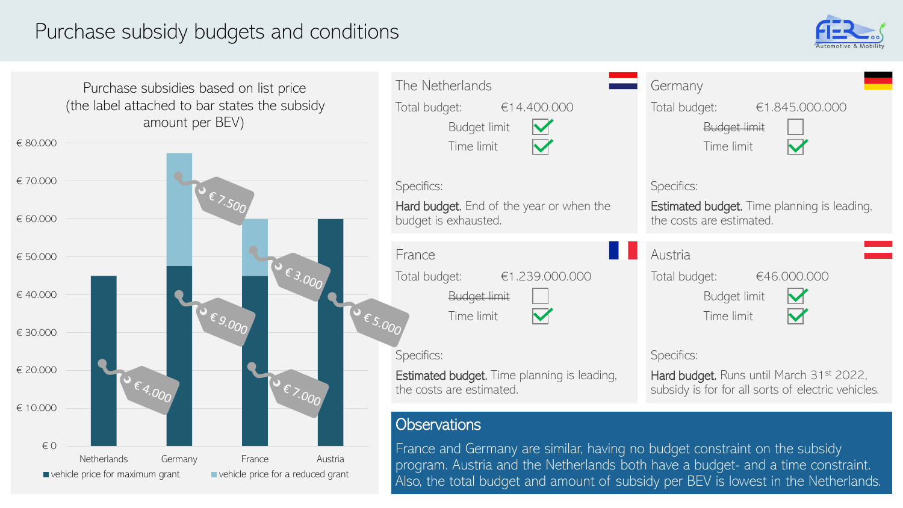# Purchase subsidy budgets and conditions

Purchase subsidies based on list price (the label attached to bar states the subsidy amount per BEV)

| Country | vehicle price for maximum grant | Subsidy (maximum grant) | vehicle price for a reduced grant | Subsidy (reduced grant) |
|---|---|---|---|---|
| Netherlands | € 45.000 | € 4.000 | | |
| Germany | € 47.500 | € 9.000 | € 77.500 | € 7.500 |
| France | € 45.000 | € 7.000 | € 60.000 | € 3.000 |
| Austria | € 60.000 | € 5.000 | | |

## The Netherlands

Total budget: €14.400.000

- Budget limit: ✓
- Time limit: ✓

Specifics:

**Hard budget.** End of the year or when the budget is exhausted.

## Germany

Total budget: €1.845.000.000

- ~~Budget limit~~: ☐
- Time limit: ✓

Specifics:

**Estimated budget.** Time planning is leading, the costs are estimated.

## France

Total budget: €1.239.000.000

- ~~Budget limit~~: ☐
- Time limit: ✓

Specifics:

**Estimated budget.** Time planning is leading, the costs are estimated.

## Austria

Total budget: €46.000.000

- Budget limit: ✓
- Time limit: ✓

Specifics:

**Hard budget.** Runs until March 31st 2022, subsidy is for for all sorts of electric vehicles.

## Observations

France and Germany are similar, having no budget constraint on the subsidy program. Austria and the Netherlands both have a budget- and a time constraint. Also, the total budget and amount of subsidy per BEV is lowest in the Netherlands.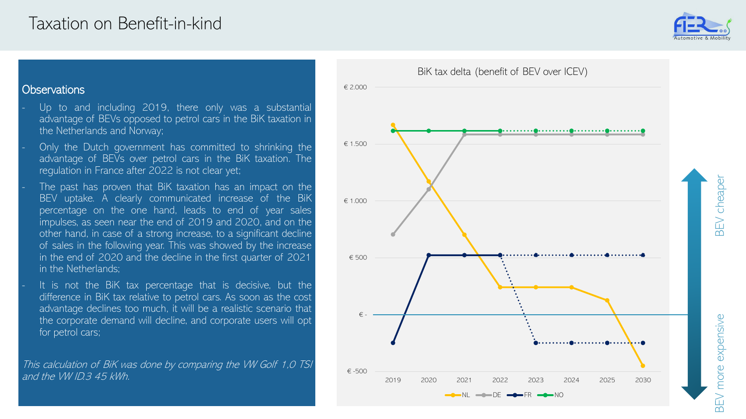# Taxation on Benefit-in-kind

## Observations

- Up to and including 2019, there only was a substantial advantage of BEVs opposed to petrol cars in the BiK taxation in the Netherlands and Norway;
- Only the Dutch government has committed to shrinking the advantage of BEVs over petrol cars in the BiK taxation. The regulation in France after 2022 is not clear yet;
- The past has proven that BiK taxation has an impact on the BEV uptake. A clearly communicated increase of the BiK percentage on the one hand, leads to end of year sales impulses, as seen near the end of 2019 and 2020, and on the other hand, in case of a strong increase, to a significant decline of sales in the following year. This was showed by the increase in the end of 2020 and the decline in the first quarter of 2021 in the Netherlands;
- It is not the BiK tax percentage that is decisive, but the difference in BiK tax relative to petrol cars. As soon as the cost advantage declines too much, it will be a realistic scenario that the corporate demand will decline, and corporate users will opt for petrol cars;

*This calculation of BiK was done by comparing the VW Golf 1,0 TSI and the VW ID.3 45 kWh.*

BiK tax delta (benefit of BEV over ICEV)

Y-axis: € -500 to € 2.000; X-axis: 2019–2030; Series: NL, DE, FR, NO

BEV cheaper ↑ / BEV more expensive ↓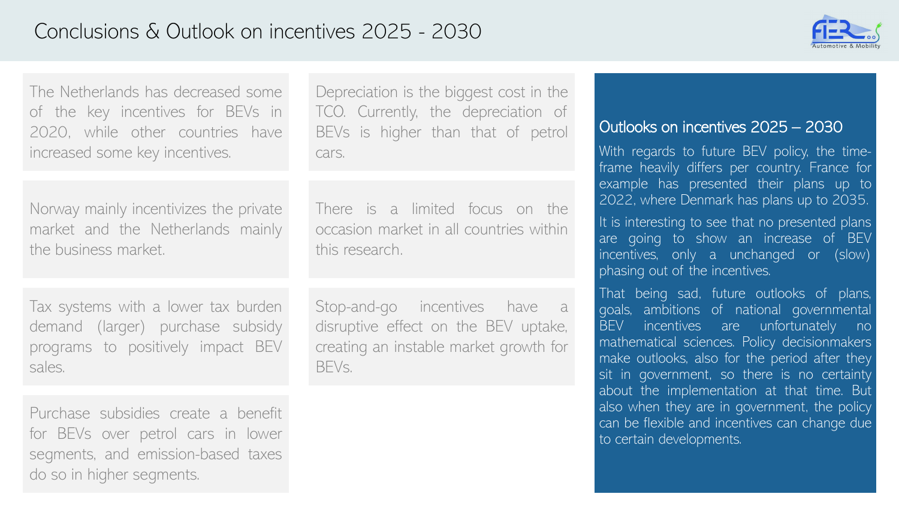# Conclusions & Outlook on incentives 2025 - 2030

The Netherlands has decreased some of the key incentives for BEVs in 2020, while other countries have increased some key incentives.

Norway mainly incentivizes the private market and the Netherlands mainly the business market.

Tax systems with a lower tax burden demand (larger) purchase subsidy programs to positively impact BEV sales.

Purchase subsidies create a benefit for BEVs over petrol cars in lower segments, and emission-based taxes do so in higher segments.

Depreciation is the biggest cost in the TCO. Currently, the depreciation of BEVs is higher than that of petrol cars.

There is a limited focus on the occasion market in all countries within this research.

Stop-and-go incentives have a disruptive effect on the BEV uptake, creating an instable market growth for BEVs.

## Outlooks on incentives 2025 – 2030

With regards to future BEV policy, the time-frame heavily differs per country. France for example has presented their plans up to 2022, where Denmark has plans up to 2035.

It is interesting to see that no presented plans are going to show an increase of BEV incentives, only a unchanged or (slow) phasing out of the incentives.

That being sad, future outlooks of plans, goals, ambitions of national governmental BEV incentives are unfortunately no mathematical sciences. Policy decisionmakers make outlooks, also for the period after they sit in government, so there is no certainty about the implementation at that time. But also when they are in government, the policy can be flexible and incentives can change due to certain developments.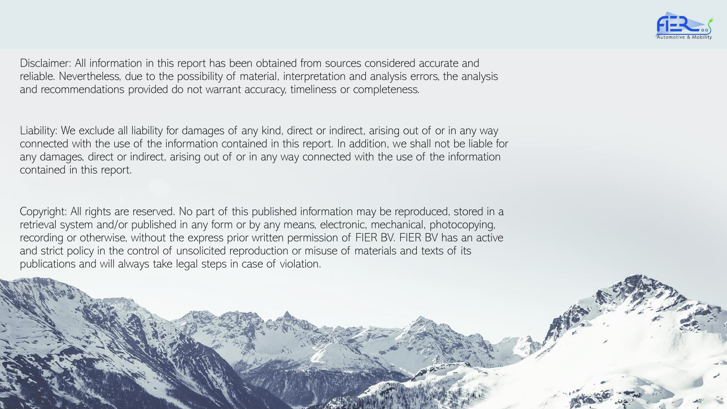Disclaimer: All information in this report has been obtained from sources considered accurate and reliable. Nevertheless, due to the possibility of material, interpretation and analysis errors, the analysis and recommendations provided do not warrant accuracy, timeliness or completeness.

Liability: We exclude all liability for damages of any kind, direct or indirect, arising out of or in any way connected with the use of the information contained in this report. In addition, we shall not be liable for any damages, direct or indirect, arising out of or in any way connected with the use of the information contained in this report.

Copyright: All rights are reserved. No part of this published information may be reproduced, stored in a retrieval system and/or published in any form or by any means, electronic, mechanical, photocopying, recording or otherwise, without the express prior written permission of FIER BV. FIER BV has an active and strict policy in the control of unsolicited reproduction or misuse of materials and texts of its publications and will always take legal steps in case of violation.